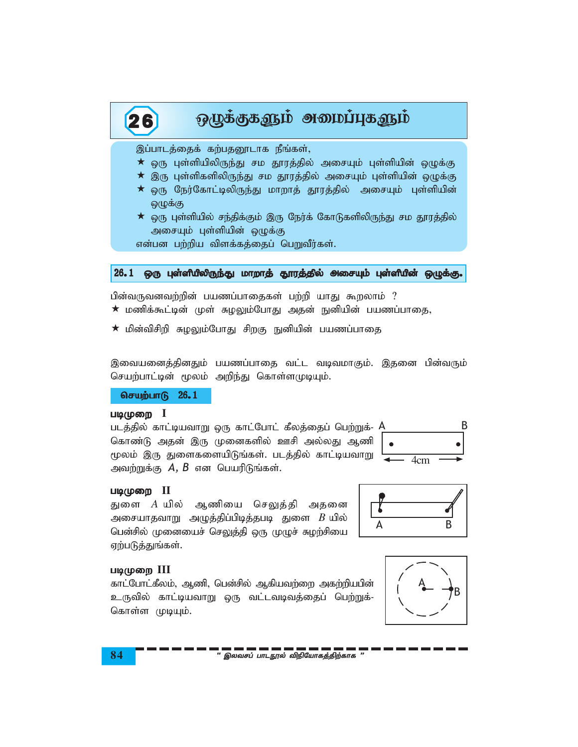# 26 ஒழுக்குகளும் அமைப்புகளும்

இப்பாடத்தைக் கற்பதனூடாக நீங்கள்,

- ★ ஒரு புள்ளியிலிருந்து சம தூரத்தில் அசையும் புள்ளியின் ஒழுக்கு
- ★ இரு புள்ளிகளிலிருந்து சம தூரத்தில் அசையும் புள்ளியின் ஒழுக்கு
- ★ ஒரு நேர்கோட்டிலிருந்து மாறாத் தூரத்தில் அசையும் புள்ளியின் ஒழுக்கு
- ★ ஒரு புள்ளியில் சந்திக்கும் இரு நேர்க் கோடுகளிலிருந்து சம தூரத்தில் அசையும் புள்ளியின் ஒழுக்கு

என்பன பற்றிய விளக்கத்தைப் பெறுவீர்கள்.

## 26.1 ஒரு புள்ளியிலிருந்து மாறாத் தூரத்தில் அசையும் புள்ளியின் ஒழுக்கு.

பின்வருவனவற்றின் பயணப்பாதைகள் பற்றி யாது கூறலாம் ?

- ★ மணிக்கூட்டின் முள் சுழலும்போது அதன் நுனியின் பயணப்பாதை,
- ★ மின்விசிறி சுழலும்போது சிறகு நுனியின் பயணப்பாதை

இவையனைத்தினதும் பயணப்பாதை வட்ட வடிவமாகும். இதனை பின்வரும் செயற்பாட்டின் மூலம் அறிந்து கொள்ளமுடியும்.

### செயற்பாடு 26.1

**படிமுறை I**

படத்தில் காட்டியவாறு ஒரு காட்போட் கீலத்தைப் பெற்றுக்கொண்டு அதன் இரு முனைகளில் ஊசி அல்லது ஆணி மூலம் இரு துளைகளையிடுங்கள். படத்தில் காட்டியவாறு அவற்றுக்கு $A$, $B$ என பெயரிடுங்கள்.

A B 4cm

**படிமுறை II**

துளை $A$ யில் ஆணியை செலுத்தி அதனை அசையாதவாறு அழுத்திப்பிடித்தபடி துளை $B$ யில் பென்சில் முனையைச் செலுத்தி ஒரு முழுச் சுழற்சியை ஏற்படுத்துங்கள்.

A B

**படிமுறை III**

காட்போட்கீலம், ஆணி, பென்சில் ஆகியவற்றை அகற்றியபின் உருவில் காட்டியவாறு ஒரு வட்டவடிவத்தைப் பெற்றுக்கொள்ள முடியும்.

A B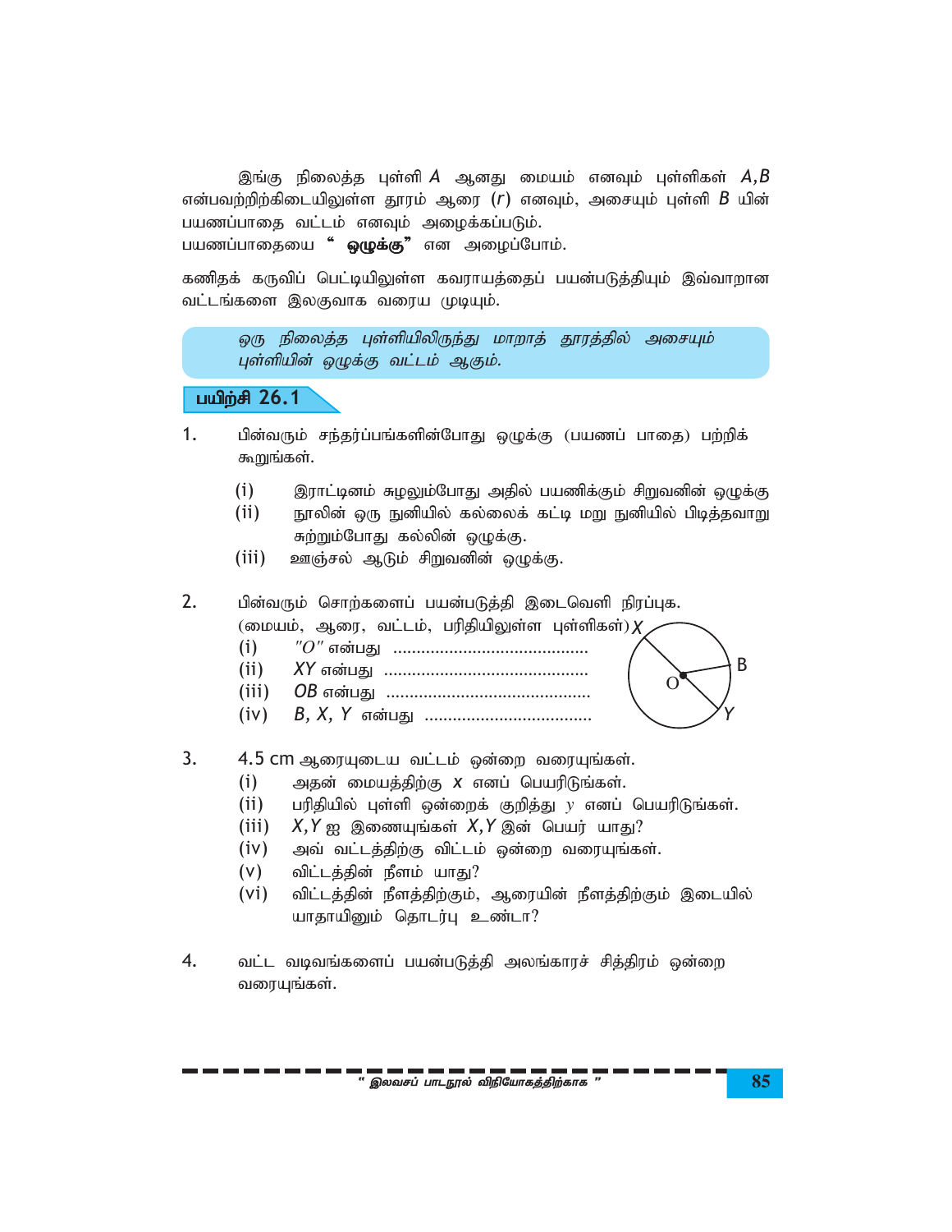இங்கு நிலைத்த புள்ளி $A$ ஆனது மையம் எனவும் புள்ளிகள் $A, B$ என்பவற்றிற்கிடையிலுள்ள தூரம் ஆரை $(r)$ எனவும், அசையும் புள்ளி $B$ யின் பயணப்பாதை வட்டம் எனவும் அழைக்கப்படும்.
பயணப்பாதையை " **ஒழுக்கு**" என அழைப்போம்.

கணிதக் கருவிப் பெட்டியிலுள்ள கவராயத்தைப் பயன்படுத்தியும் இவ்வாறான வட்டங்களை இலகுவாக வரைய முடியும்.

> *ஒரு நிலைத்த புள்ளியிலிருந்து மாறாத் தூரத்தில் அசையும் புள்ளியின் ஒழுக்கு வட்டம் ஆகும்.*

## பயிற்சி 26.1

1. பின்வரும் சந்தர்ப்பங்களின்போது ஒழுக்கு (பயணப் பாதை) பற்றிக் கூறுங்கள்.
   - (i) இராட்டினம் சுழலும்போது அதில் பயணிக்கும் சிறுவனின் ஒழுக்கு
   - (ii) நூலின் ஒரு நுனியில் கல்லைக் கட்டி மறு நுனியில் பிடித்தவாறு சுற்றும்போது கல்லின் ஒழுக்கு.
   - (iii) ஊஞ்சல் ஆடும் சிறுவனின் ஒழுக்கு.

2. பின்வரும் சொற்களைப் பயன்படுத்தி இடைவெளி நிரப்புக.
   (மையம், ஆரை, வட்டம், பரிதியிலுள்ள புள்ளிகள்)
   - (i) "$O$" என்பது ..........................................
   - (ii) $XY$ என்பது ..........................................
   - (iii) $OB$ என்பது ..........................................
   - (iv) $B, X, Y$ என்பது ..................................

3. 4.5 cm ஆரையுடைய வட்டம் ஒன்றை வரையுங்கள்.
   - (i) அதன் மையத்திற்கு $x$ எனப் பெயரிடுங்கள்.
   - (ii) பரிதியில் புள்ளி ஒன்றைக் குறித்து $y$ எனப் பெயரிடுங்கள்.
   - (iii) $X, Y$ ஐ இணையுங்கள் $X, Y$ இன் பெயர் யாது?
   - (iv) அவ் வட்டத்திற்கு விட்டம் ஒன்றை வரையுங்கள்.
   - (v) விட்டத்தின் நீளம் யாது?
   - (vi) விட்டத்தின் நீளத்திற்கும், ஆரையின் நீளத்திற்கும் இடையில் யாதாயினும் தொடர்பு உண்டா?

4. வட்ட வடிவங்களைப் பயன்படுத்தி அலங்காரச் சித்திரம் ஒன்றை வரையுங்கள்.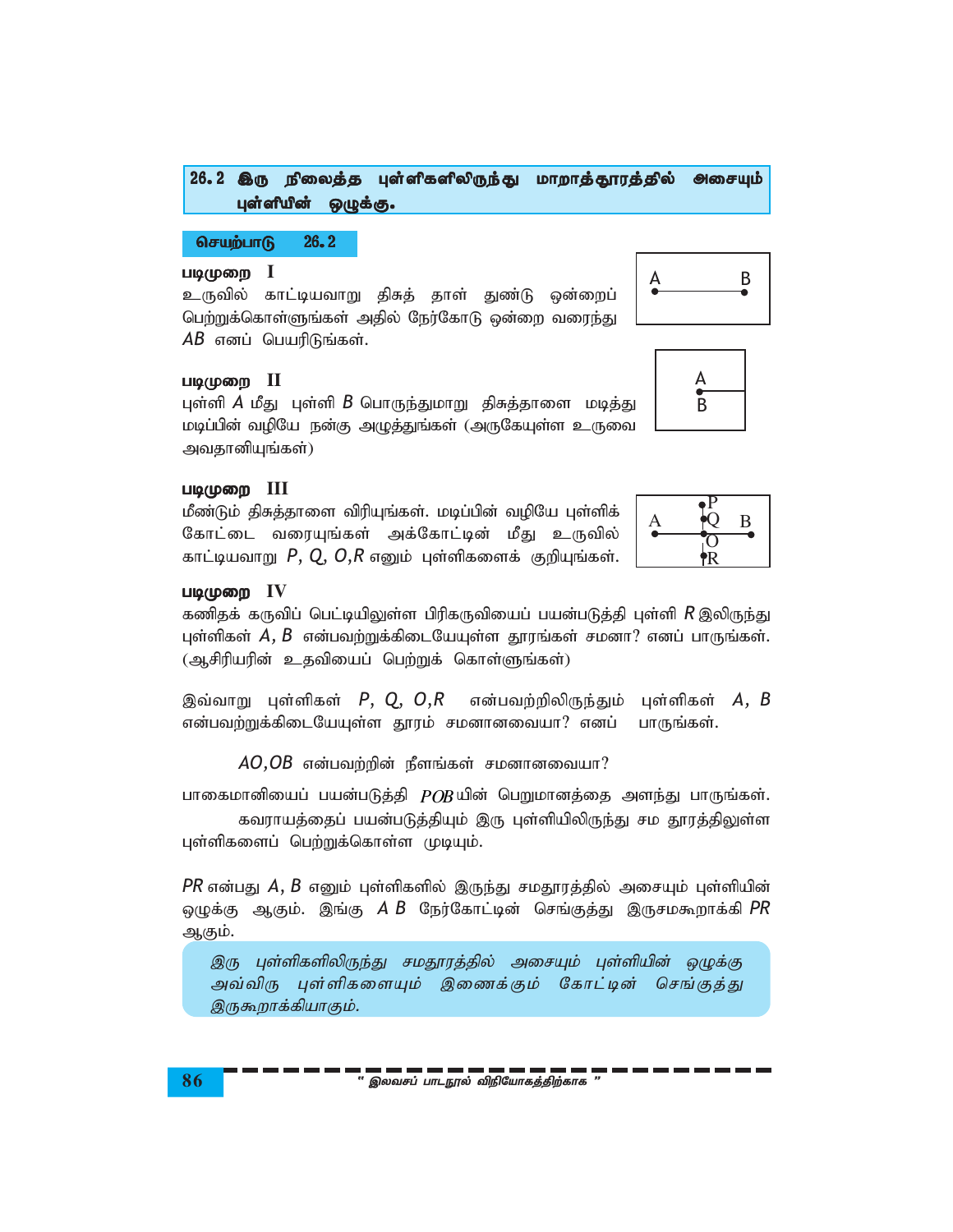## 26.2 இரு நிலைத்த புள்ளிகளிலிருந்து மாறாத்தூரத்தில் அசையும் புள்ளியின் ஒழுக்கு.

**செயற்பாடு 26.2**

**படிமுறை I**

உருவில் காட்டியவாறு திசுத் தாள் துண்டு ஒன்றைப் பெற்றுக்கொள்ளுங்கள் அதில் நேர்கோடு ஒன்றை வரைந்து $AB$ எனப் பெயரிடுங்கள்.

**படிமுறை II**

புள்ளி $A$ மீது புள்ளி $B$ பொருந்துமாறு திசுத்தாளை மடித்து மடிப்பின் வழியே நன்கு அழுத்துங்கள் (அருகேயுள்ள உருவை அவதானியுங்கள்)

**படிமுறை III**

மீண்டும் திசுத்தாளை விரியுங்கள். மடிப்பின் வழியே புள்ளிக் கோட்டை வரையுங்கள் அக்கோட்டின் மீது உருவில் காட்டியவாறு $P, Q, O, R$ எனும் புள்ளிகளைக் குறியுங்கள்.

**படிமுறை IV**

கணிதக் கருவிப் பெட்டியிலுள்ள பிரிகருவியைப் பயன்படுத்தி புள்ளி $R$ இலிருந்து புள்ளிகள் $A, B$ என்பவற்றுக்கிடையேயுள்ள தூரங்கள் சமனா? எனப் பாருங்கள். (ஆசிரியரின் உதவியைப் பெற்றுக் கொள்ளுங்கள்)

இவ்வாறு புள்ளிகள் $P, Q, O, R$ என்பவற்றிலிருந்தும் புள்ளிகள் $A, B$ என்பவற்றுக்கிடையேயுள்ள தூரம் சமனானவையா? எனப் பாருங்கள்.

$AO, OB$ என்பவற்றின் நீளங்கள் சமனானவையா?

பாகைமானியைப் பயன்படுத்தி $P\hat{O}B$ யின் பெறுமானத்தை அளந்து பாருங்கள்.

கவராயத்தைப் பயன்படுத்தியும் இரு புள்ளியிலிருந்து சம தூரத்திலுள்ள புள்ளிகளைப் பெற்றுக்கொள்ள முடியும்.

$PR$ என்பது $A, B$ எனும் புள்ளிகளில் இருந்து சமதூரத்தில் அசையும் புள்ளியின் ஒழுக்கு ஆகும். இங்கு $AB$ நேர்கோட்டின் செங்குத்து இருசமகூறாக்கி $PR$ ஆகும்.

> *இரு புள்ளிகளிலிருந்து சமதூரத்தில் அசையும் புள்ளியின் ஒழுக்கு அவ்விரு புள்ளிகளையும் இணைக்கும் கோட்டின் செங்குத்து இருகூறாக்கியாகும்.*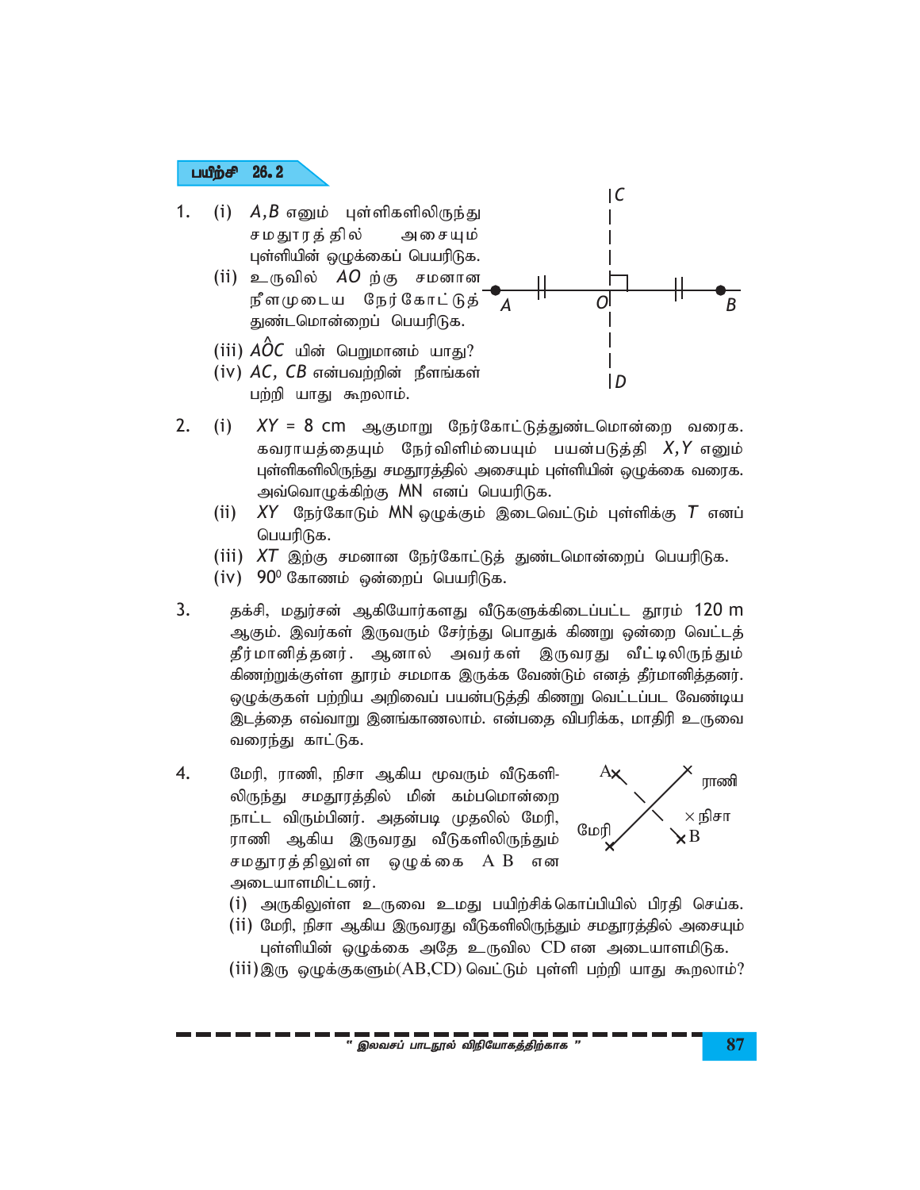## பயிற்சி 26.2

1. (i) $A, B$ எனும் புள்ளிகளிலிருந்து சமதூரத்தில் அசையும் புள்ளியின் ஒழுக்கைப் பெயரிடுக.

   (ii) உருவில் $AO$ ற்கு சமனான நீளமுடைய நேர்கோட்டுத் துண்டமொன்றைப் பெயரிடுக.

   (iii) $A\hat{O}C$ யின் பெறுமானம் யாது?

   (iv) $AC$, $CB$ என்பவற்றின் நீளங்கள் பற்றி யாது கூறலாம்.

2. (i) $XY = 8$ cm ஆகுமாறு நேர்கோட்டுத்துண்டமொன்றை வரைக. கவராயத்தையும் நேர்விளிம்பையும் பயன்படுத்தி $X, Y$ எனும் புள்ளிகளிலிருந்து சமதூரத்தில் அசையும் புள்ளியின் ஒழுக்கை வரைக. அவ்வொழுக்கிற்கு MN எனப் பெயரிடுக.

   (ii) $XY$ நேர்கோடும் MN ஒழுக்கும் இடைவெட்டும் புள்ளிக்கு $T$ எனப் பெயரிடுக.

   (iii) $XT$ இற்கு சமனான நேர்கோட்டுத் துண்டமொன்றைப் பெயரிடுக.

   (iv) $90^0$ கோணம் ஒன்றைப் பெயரிடுக.

3. தக்சி, மதுர்சன் ஆகியோர்களது வீடுகளுக்கிடைப்பட்ட தூரம் 120 m ஆகும். இவர்கள் இருவரும் சேர்ந்து பொதுக் கிணறு ஒன்றை வெட்டத் தீர்மானித்தனர். ஆனால் அவர்கள் இருவரது வீட்டிலிருந்தும் கிணற்றுக்குள்ள தூரம் சமமாக இருக்க வேண்டும் எனத் தீர்மானித்தனர். ஒழுக்குகள் பற்றிய அறிவைப் பயன்படுத்தி கிணறு வெட்டப்பட வேண்டிய இடத்தை எவ்வாறு இனங்காணலாம். என்பதை விபரிக்க, மாதிரி உருவை வரைந்து காட்டுக.

4. மேரி, ராணி, நிசா ஆகிய மூவரும் வீடுகளிலிருந்து சமதூரத்தில் மின் கம்பமொன்றை நாட்ட விரும்பினர். அதன்படி முதலில் மேரி, ராணி ஆகிய இருவரது வீடுகளிலிருந்தும் சமதூரத்திலுள்ள ஒழுக்கை A B என அடையாளமிட்டனர்.

   (i) அருகிலுள்ள உருவை உமது பயிற்சிக்கொப்பியில் பிரதி செய்க.

   (ii) மேரி, நிசா ஆகிய இருவரது வீடுகளிலிருந்தும் சமதூரத்தில் அசையும் புள்ளியின் ஒழுக்கை அதே உருவில CD என அடையாளமிடுக.

   (iii) இரு ஒழுக்குகளும்(AB,CD) வெட்டும் புள்ளி பற்றி யாது கூறலாம்?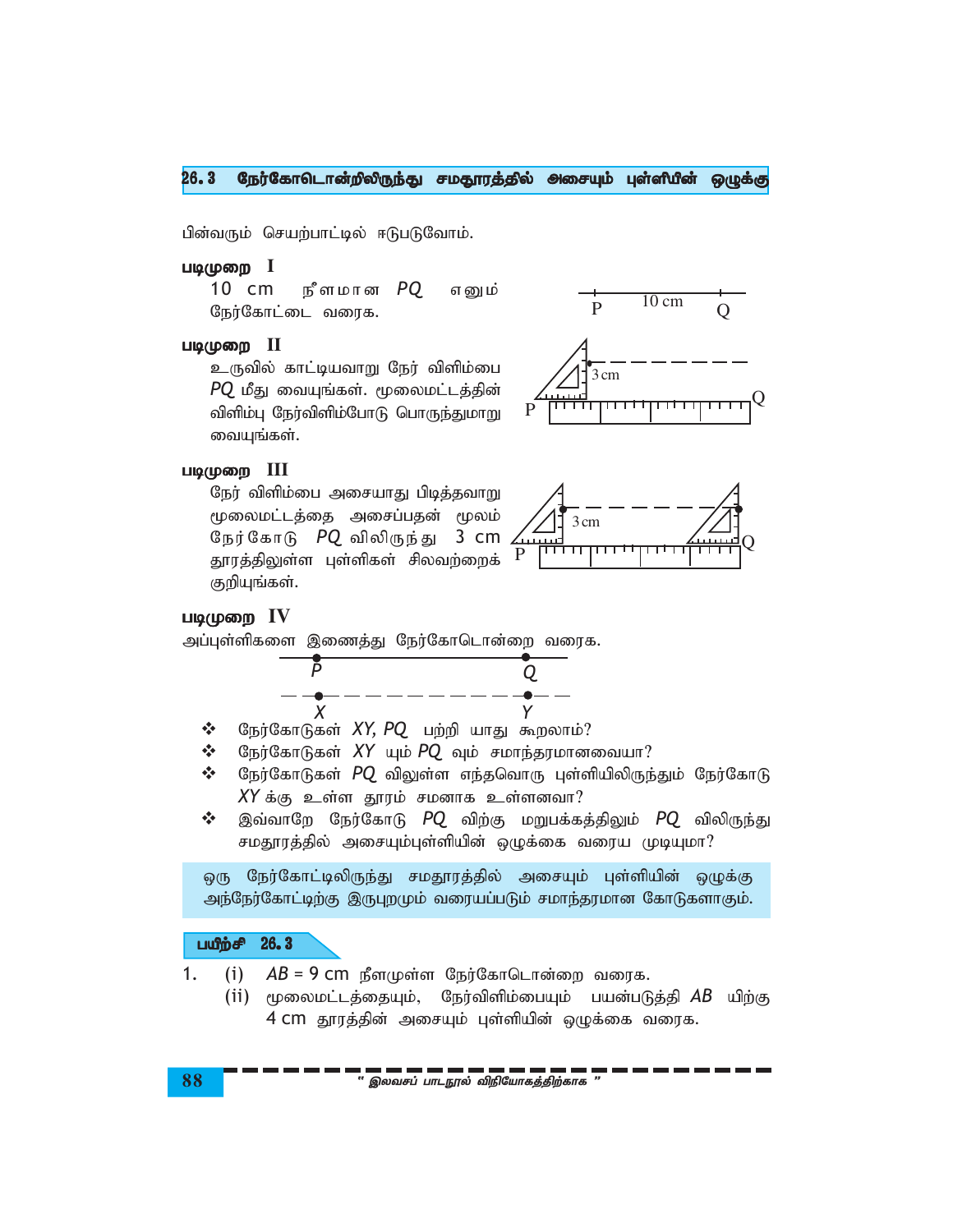## 26.3 நேர்கோடொன்றிலிருந்து சமதூரத்தில் அசையும் புள்ளியின் ஒழுக்கு

பின்வரும் செயற்பாட்டில் ஈடுபடுவோம்.

**படிமுறை I**

10 cm நீளமான $PQ$ எனும் நேர்கோட்டை வரைக.

**படிமுறை II**

உருவில் காட்டியவாறு நேர் விளிம்பை $PQ$ மீது வையுங்கள். மூலைமட்டத்தின் விளிம்பு நேர்விளிம்போடு பொருந்துமாறு வையுங்கள்.

**படிமுறை III**

நேர் விளிம்பை அசையாது பிடித்தவாறு மூலைமட்டத்தை அசைப்பதன் மூலம் நேர்கோடு $PQ$ விலிருந்து 3 cm தூரத்திலுள்ள புள்ளிகள் சிலவற்றைக் குறியுங்கள்.

**படிமுறை IV**

அப்புள்ளிகளை இணைத்து நேர்கோடொன்றை வரைக.

- நேர்கோடுகள் $XY$, $PQ$ பற்றி யாது கூறலாம்?
- நேர்கோடுகள் $XY$ யும் $PQ$ வும் சமாந்தரமானவையா?
- நேர்கோடுகள் $PQ$ விலுள்ள எந்தவொரு புள்ளியிலிருந்தும் நேர்கோடு $XY$ க்கு உள்ள தூரம் சமனாக உள்ளனவா?
- இவ்வாறே நேர்கோடு $PQ$ விற்கு மறுபக்கத்திலும் $PQ$ விலிருந்து சமதூரத்தில் அசையும்புள்ளியின் ஒழுக்கை வரைய முடியுமா?

> ஒரு நேர்கோட்டிலிருந்து சமதூரத்தில் அசையும் புள்ளியின் ஒழுக்கு அந்நேர்கோட்டிற்கு இருபுறமும் வரையப்படும் சமாந்தரமான கோடுகளாகும்.

### பயிற்சி 26.3

1. (i) $AB = 9$ cm நீளமுள்ள நேர்கோடொன்றை வரைக.
   (ii) மூலைமட்டத்தையும், நேர்விளிம்பையும் பயன்படுத்தி $AB$ யிற்கு 4 cm தூரத்தின் அசையும் புள்ளியின் ஒழுக்கை வரைக.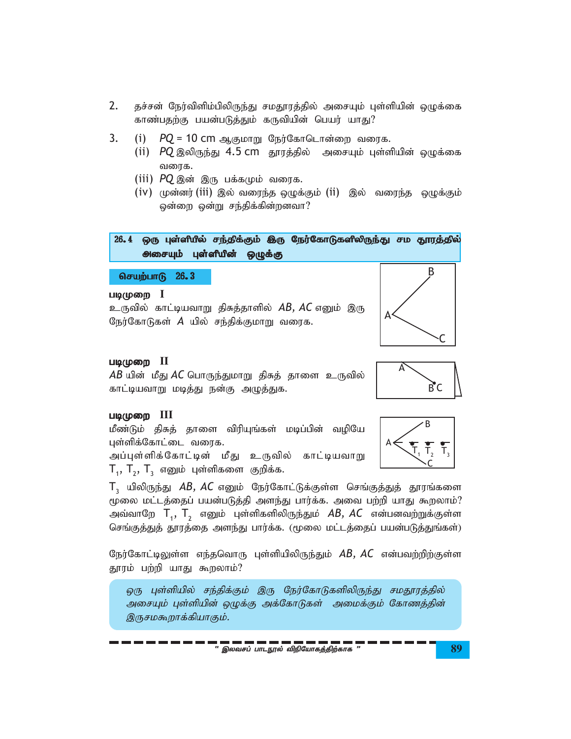2. தச்சன் நேர்விளிம்பிலிருந்து சமதூரத்தில் அசையும் புள்ளியின் ஒழுக்கை காண்பதற்கு பயன்படுத்தும் கருவியின் பெயர் யாது?

3. (i) $PQ = 10$ cm ஆகுமாறு நேர்கோடொன்றை வரைக.
   (ii) $PQ$ இலிருந்து 4.5 cm தூரத்தில் அசையும் புள்ளியின் ஒழுக்கை வரைக.
   (iii) $PQ$ இன் இரு பக்கமும் வரைக.
   (iv) முன்னர் (iii) இல் வரைந்த ஒழுக்கும் (ii) இல் வரைந்த ஒழுக்கும் ஒன்றை ஒன்று சந்திக்கின்றனவா?

## 26.4 ஒரு புள்ளியில் சந்திக்கும் இரு நேர்கோடுகளிலிருந்து சம தூரத்தில் அசையும் புள்ளியின் ஒழுக்கு

**செயற்பாடு 26.3**

**படிமுறை I**

உருவில் காட்டியவாறு திசுத்தாளில் $AB$, $AC$ எனும் இரு நேர்கோடுகள் $A$ யில் சந்திக்குமாறு வரைக.

**படிமுறை II**

$AB$ யின் மீது $AC$ பொருந்துமாறு திசுத் தாளை உருவில் காட்டியவாறு மடித்து நன்கு அழுத்துக.

**படிமுறை III**

மீண்டும் திசுத் தாளை விரியுங்கள் மடிப்பின் வழியே புள்ளிக்கோட்டை வரைக.
அப்புள்ளிக்கோட்டின் மீது உருவில் காட்டியவாறு $T_1$, $T_2$, $T_3$ எனும் புள்ளிகளை குறிக்க.

$T_3$ யிலிருந்து $AB$, $AC$ எனும் நேர்கோட்டுக்குள்ள செங்குத்துத் தூரங்களை மூலை மட்டத்தைப் பயன்படுத்தி அளந்து பார்க்க. அவை பற்றி யாது கூறலாம்? அவ்வாறே $T_1$, $T_2$ எனும் புள்ளிகளிலிருந்தும் $AB$, $AC$ என்பனவற்றுக்குள்ள செங்குத்துத் தூரத்தை அளந்து பார்க்க. (மூலை மட்டத்தைப் பயன்படுத்துங்கள்)

நேர்கோட்டிலுள்ள எந்தவொரு புள்ளியிலிருந்தும் $AB$, $AC$ என்பவற்றிற்குள்ள தூரம் பற்றி யாது கூறலாம்?

*ஒரு புள்ளியில் சந்திக்கும் இரு நேர்கோடுகளிலிருந்து சமதூரத்தில் அசையும் புள்ளியின் ஒழுக்கு அக்கோடுகள் அமைக்கும் கோணத்தின் இருசமகூறாக்கியாகும்.*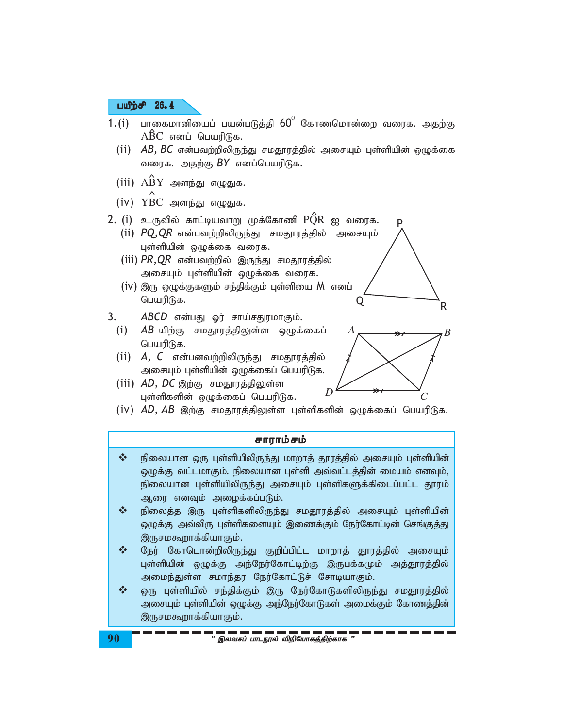## பயிற்சி 26.4

1. (i) பாகைமானியைப் பயன்படுத்தி $60^0$ கோணமொன்றை வரைக. அதற்கு $A\hat{B}C$ எனப் பெயரிடுக.

   (ii) *AB*, *BC* என்பவற்றிலிருந்து சமதூரத்தில் அசையும் புள்ளியின் ஒழுக்கை வரைக. அதற்கு *BY* எனப்பெயரிடுக.

   (iii) $A\hat{B}Y$ அளந்து எழுதுக.

   (iv) $Y\hat{B}C$ அளந்து எழுதுக.

2. (i) உருவில் காட்டியவாறு முக்கோணி $P\hat{Q}R$ ஐ வரைக.

   (ii) *PQ*, *QR* என்பவற்றிலிருந்து சமதூரத்தில் அசையும் புள்ளியின் ஒழுக்கை வரைக.

   (iii) *PR*, *QR* என்பவற்றில் இருந்து சமதூரத்தில் அசையும் புள்ளியின் ஒழுக்கை வரைக.

   (iv) இரு ஒழுக்குகளும் சந்திக்கும் புள்ளியை *M* எனப் பெயரிடுக.

P

Q R

3. *ABCD* என்பது ஓர் சாய்சதுரமாகும்.

   (i) *AB* யிற்கு சமதூரத்திலுள்ள ஒழுக்கைப் பெயரிடுக.

   (ii) *A*, *C* என்பனவற்றிலிருந்து சமதூரத்தில் அசையும் புள்ளியின் ஒழுக்கைப் பெயரிடுக.

   (iii) *AD*, *DC* இற்கு சமதூரத்திலுள்ள புள்ளிகளின் ஒழுக்கைப் பெயரிடுக.

   (iv) *AD*, *AB* இற்கு சமதூரத்திலுள்ள புள்ளிகளின் ஒழுக்கைப் பெயரிடுக.

A B

D C

### சாராம்சம்

- ❖ நிலையான ஒரு புள்ளியிலிருந்து மாறாத் தூரத்தில் அசையும் புள்ளியின் ஒழுக்கு வட்டமாகும். நிலையான புள்ளி அவ்வட்டத்தின் மையம் எனவும், நிலையான புள்ளியிலிருந்து அசையும் புள்ளிகளுக்கிடைப்பட்ட தூரம் ஆரை எனவும் அழைக்கப்படும்.
- ❖ நிலைத்த இரு புள்ளிகளிலிருந்து சமதூரத்தில் அசையும் புள்ளியின் ஒழுக்கு அவ்விரு புள்ளிகளையும் இணைக்கும் நேர்கோட்டின் செங்குத்து இருசமகூறாக்கியாகும்.
- ❖ நேர் கோடொன்றிலிருந்து குறிப்பிட்ட மாறாத் தூரத்தில் அசையும் புள்ளியின் ஒழுக்கு அந்நேர்கோட்டிற்கு இருபக்கமும் அத்தூரத்தில் அமைந்துள்ள சமாந்தர நேர்கோட்டுச் சோடியாகும்.
- ❖ ஒரு புள்ளியில் சந்திக்கும் இரு நேர்கோடுகளிலிருந்து சமதூரத்தில் அசையும் புள்ளியின் ஒழுக்கு அந்நேர்கோடுகள் அமைக்கும் கோணத்தின் இருசமகூறாக்கியாகும்.